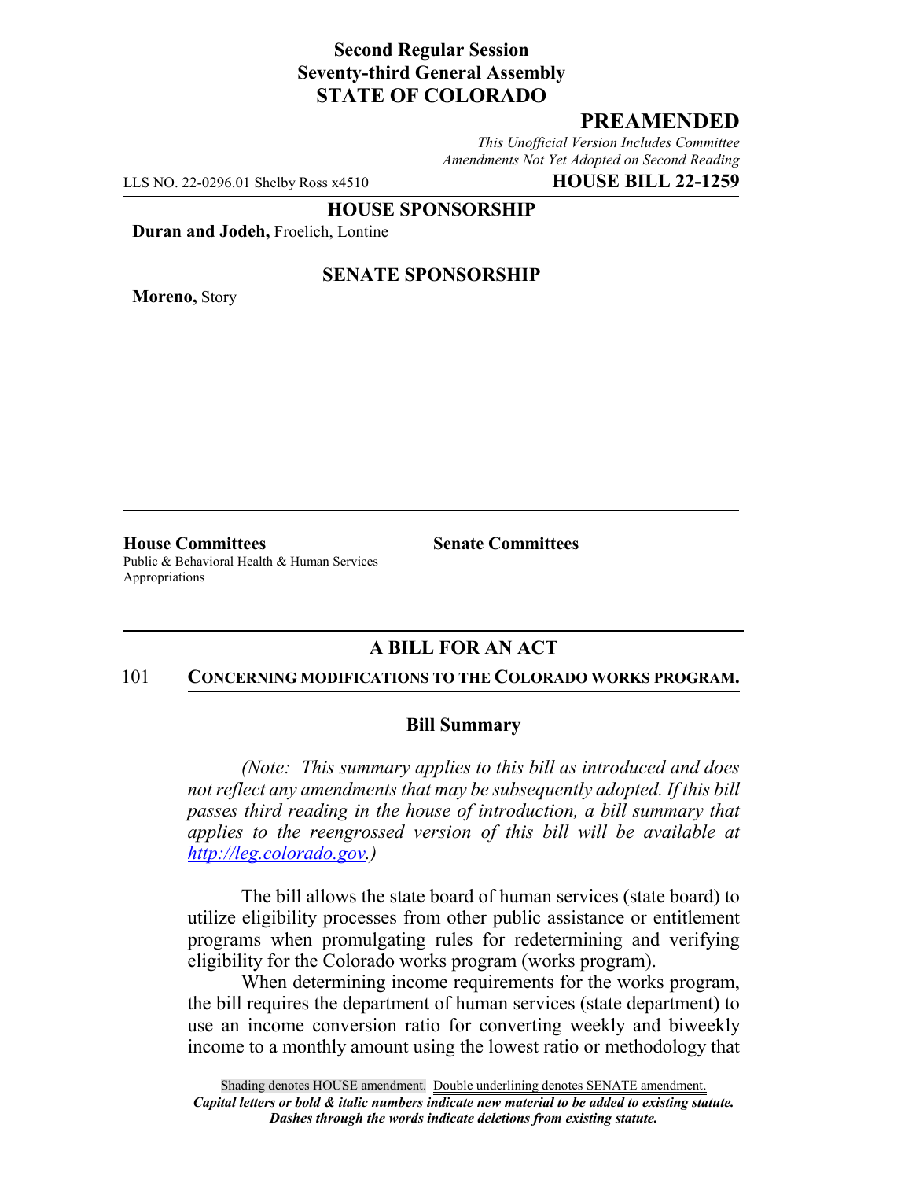**Second Regular Session**
**Seventy-third General Assembly**
**STATE OF COLORADO**

# PREAMENDED

*This Unofficial Version Includes Committee Amendments Not Yet Adopted on Second Reading*

LLS NO. 22-0296.01 Shelby Ross x4510 **HOUSE BILL 22-1259**

**HOUSE SPONSORSHIP**

**Duran and Jodeh,** Froelich, Lontine

**SENATE SPONSORSHIP**

**Moreno,** Story

**House Committees**
Public & Behavioral Health & Human Services
Appropriations

**Senate Committees**

## A BILL FOR AN ACT

101 **CONCERNING MODIFICATIONS TO THE COLORADO WORKS PROGRAM.**

### Bill Summary

*(Note: This summary applies to this bill as introduced and does not reflect any amendments that may be subsequently adopted. If this bill passes third reading in the house of introduction, a bill summary that applies to the reengrossed version of this bill will be available at http://leg.colorado.gov.)*

The bill allows the state board of human services (state board) to utilize eligibility processes from other public assistance or entitlement programs when promulgating rules for redetermining and verifying eligibility for the Colorado works program (works program).

When determining income requirements for the works program, the bill requires the department of human services (state department) to use an income conversion ratio for converting weekly and biweekly income to a monthly amount using the lowest ratio or methodology that

Shading denotes HOUSE amendment. Double underlining denotes SENATE amendment.
***Capital letters or bold & italic numbers indicate new material to be added to existing statute.***
***Dashes through the words indicate deletions from existing statute.***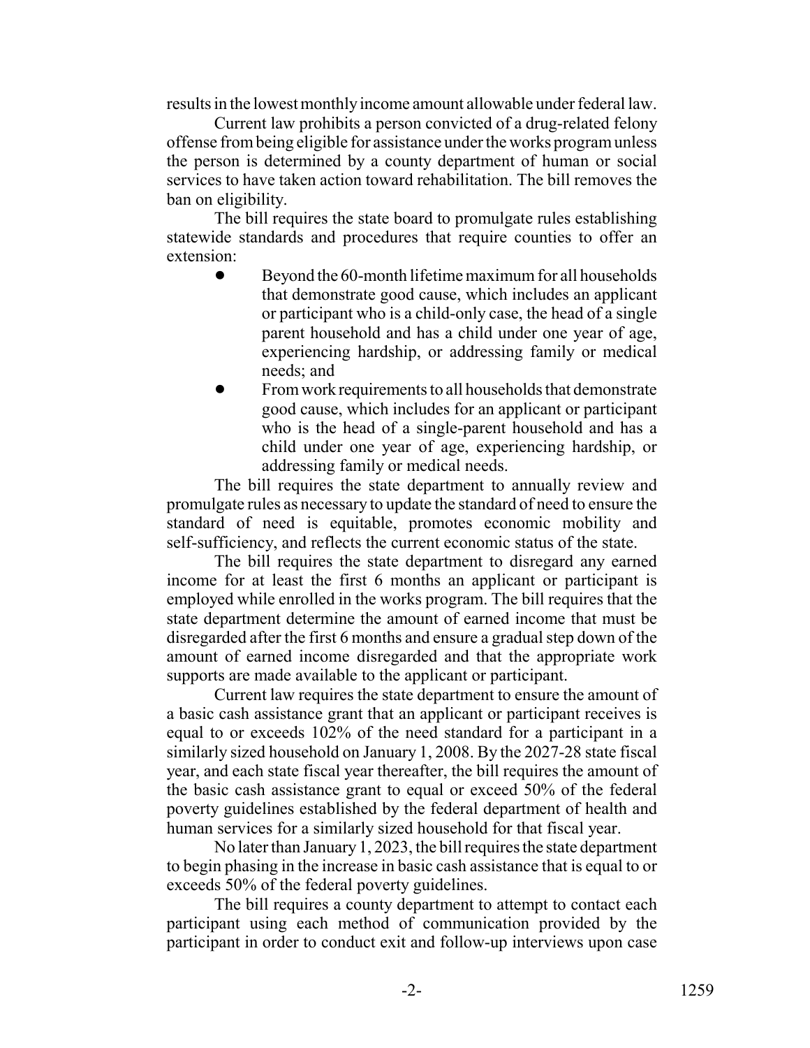results in the lowest monthly income amount allowable under federal law.

Current law prohibits a person convicted of a drug-related felony offense from being eligible for assistance under the works program unless the person is determined by a county department of human or social services to have taken action toward rehabilitation. The bill removes the ban on eligibility.

The bill requires the state board to promulgate rules establishing statewide standards and procedures that require counties to offer an extension:

- Beyond the 60-month lifetime maximum for all households that demonstrate good cause, which includes an applicant or participant who is a child-only case, the head of a single parent household and has a child under one year of age, experiencing hardship, or addressing family or medical needs; and
- From work requirements to all households that demonstrate good cause, which includes for an applicant or participant who is the head of a single-parent household and has a child under one year of age, experiencing hardship, or addressing family or medical needs.

The bill requires the state department to annually review and promulgate rules as necessary to update the standard of need to ensure the standard of need is equitable, promotes economic mobility and self-sufficiency, and reflects the current economic status of the state.

The bill requires the state department to disregard any earned income for at least the first 6 months an applicant or participant is employed while enrolled in the works program. The bill requires that the state department determine the amount of earned income that must be disregarded after the first 6 months and ensure a gradual step down of the amount of earned income disregarded and that the appropriate work supports are made available to the applicant or participant.

Current law requires the state department to ensure the amount of a basic cash assistance grant that an applicant or participant receives is equal to or exceeds 102% of the need standard for a participant in a similarly sized household on January 1, 2008. By the 2027-28 state fiscal year, and each state fiscal year thereafter, the bill requires the amount of the basic cash assistance grant to equal or exceed 50% of the federal poverty guidelines established by the federal department of health and human services for a similarly sized household for that fiscal year.

No later than January 1, 2023, the bill requires the state department to begin phasing in the increase in basic cash assistance that is equal to or exceeds 50% of the federal poverty guidelines.

The bill requires a county department to attempt to contact each participant using each method of communication provided by the participant in order to conduct exit and follow-up interviews upon case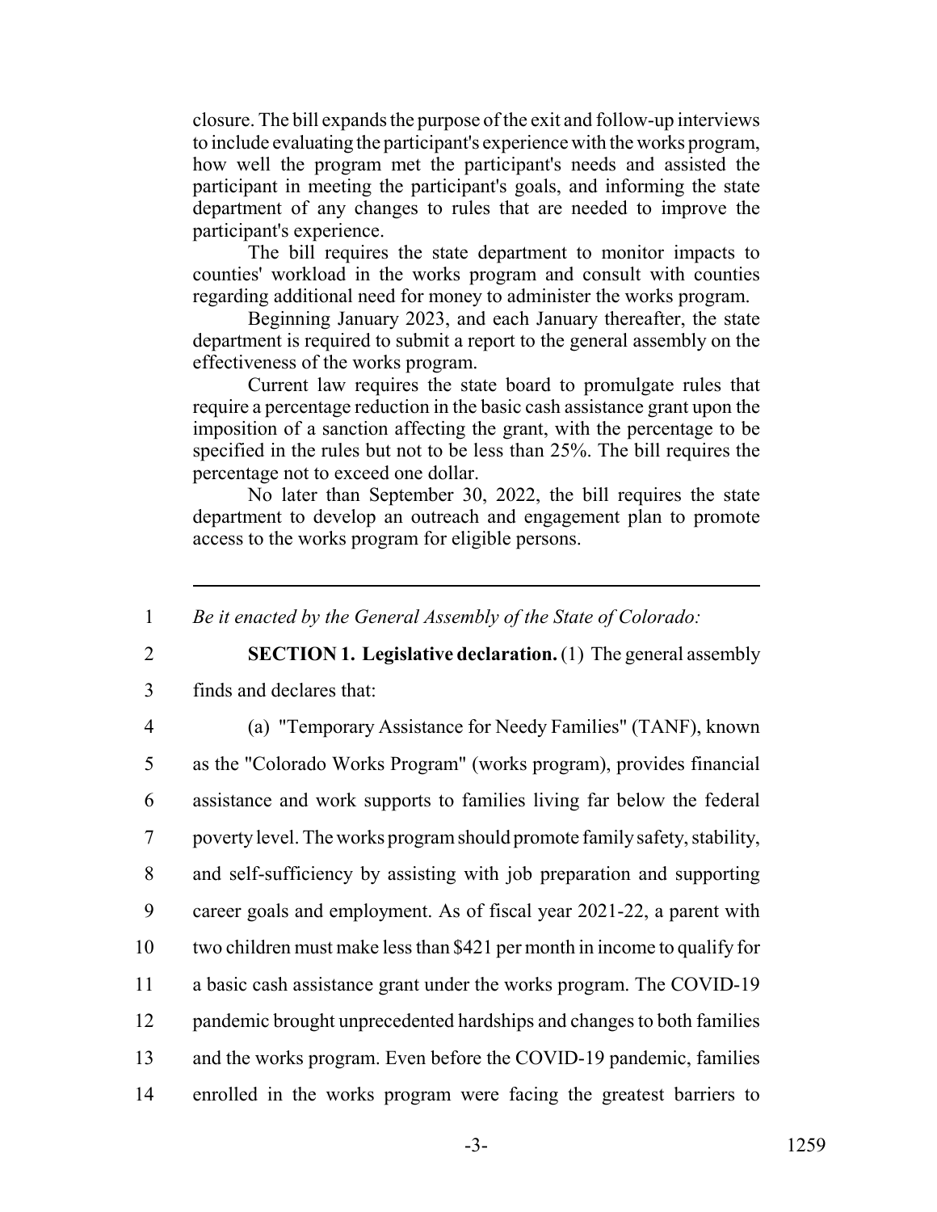closure. The bill expands the purpose of the exit and follow-up interviews to include evaluating the participant's experience with the works program, how well the program met the participant's needs and assisted the participant in meeting the participant's goals, and informing the state department of any changes to rules that are needed to improve the participant's experience.

The bill requires the state department to monitor impacts to counties' workload in the works program and consult with counties regarding additional need for money to administer the works program.

Beginning January 2023, and each January thereafter, the state department is required to submit a report to the general assembly on the effectiveness of the works program.

Current law requires the state board to promulgate rules that require a percentage reduction in the basic cash assistance grant upon the imposition of a sanction affecting the grant, with the percentage to be specified in the rules but not to be less than 25%. The bill requires the percentage not to exceed one dollar.

No later than September 30, 2022, the bill requires the state department to develop an outreach and engagement plan to promote access to the works program for eligible persons.

---

1 *Be it enacted by the General Assembly of the State of Colorado:*

2 **SECTION 1. Legislative declaration.** (1) The general assembly
3 finds and declares that:

4 (a) "Temporary Assistance for Needy Families" (TANF), known
5 as the "Colorado Works Program" (works program), provides financial
6 assistance and work supports to families living far below the federal
7 poverty level. The works program should promote family safety, stability,
8 and self-sufficiency by assisting with job preparation and supporting
9 career goals and employment. As of fiscal year 2021-22, a parent with
10 two children must make less than $421 per month in income to qualify for
11 a basic cash assistance grant under the works program. The COVID-19
12 pandemic brought unprecedented hardships and changes to both families
13 and the works program. Even before the COVID-19 pandemic, families
14 enrolled in the works program were facing the greatest barriers to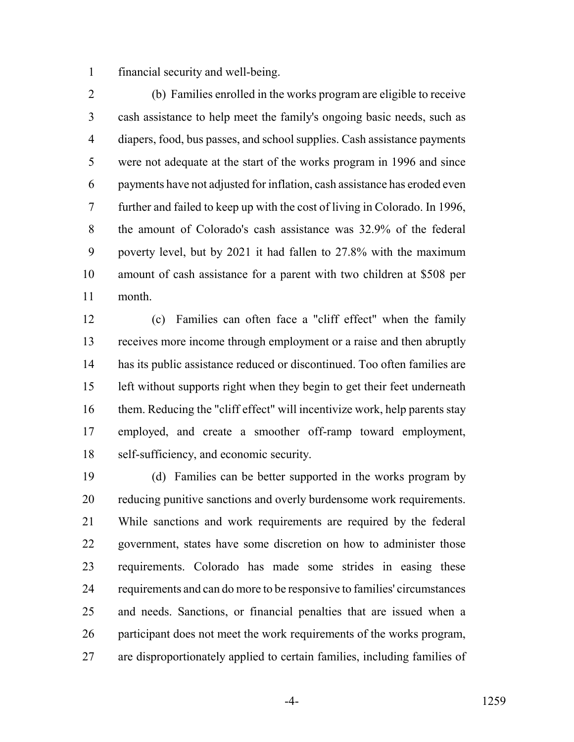financial security and well-being.

(b) Families enrolled in the works program are eligible to receive cash assistance to help meet the family's ongoing basic needs, such as diapers, food, bus passes, and school supplies. Cash assistance payments were not adequate at the start of the works program in 1996 and since payments have not adjusted for inflation, cash assistance has eroded even further and failed to keep up with the cost of living in Colorado. In 1996, the amount of Colorado's cash assistance was 32.9% of the federal poverty level, but by 2021 it had fallen to 27.8% with the maximum amount of cash assistance for a parent with two children at $508 per month.

(c) Families can often face a "cliff effect" when the family receives more income through employment or a raise and then abruptly has its public assistance reduced or discontinued. Too often families are left without supports right when they begin to get their feet underneath them. Reducing the "cliff effect" will incentivize work, help parents stay employed, and create a smoother off-ramp toward employment, self-sufficiency, and economic security.

(d) Families can be better supported in the works program by reducing punitive sanctions and overly burdensome work requirements. While sanctions and work requirements are required by the federal government, states have some discretion on how to administer those requirements. Colorado has made some strides in easing these requirements and can do more to be responsive to families' circumstances and needs. Sanctions, or financial penalties that are issued when a participant does not meet the work requirements of the works program, are disproportionately applied to certain families, including families of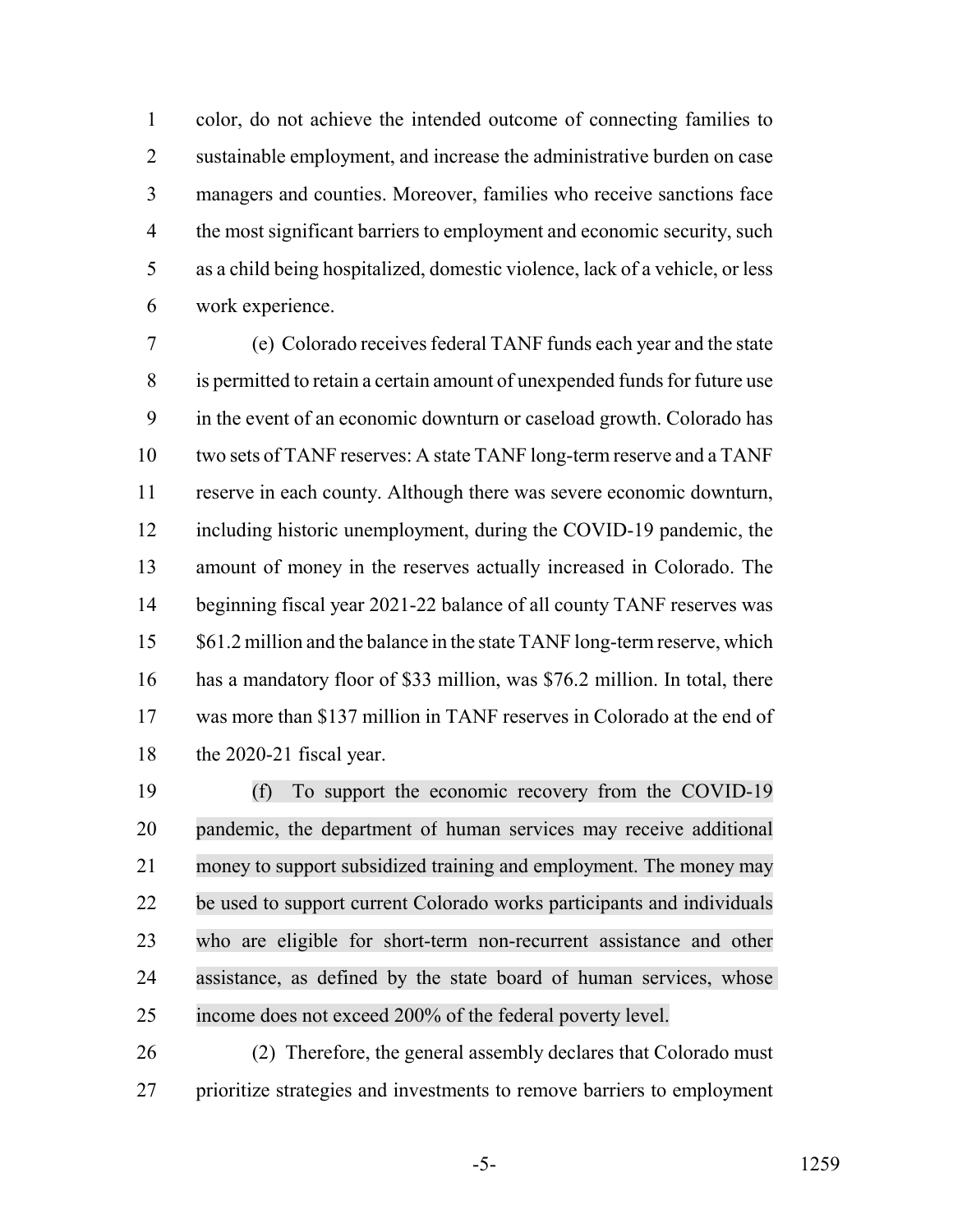color, do not achieve the intended outcome of connecting families to sustainable employment, and increase the administrative burden on case managers and counties. Moreover, families who receive sanctions face the most significant barriers to employment and economic security, such as a child being hospitalized, domestic violence, lack of a vehicle, or less work experience.

(e) Colorado receives federal TANF funds each year and the state is permitted to retain a certain amount of unexpended funds for future use in the event of an economic downturn or caseload growth. Colorado has two sets of TANF reserves: A state TANF long-term reserve and a TANF reserve in each county. Although there was severe economic downturn, including historic unemployment, during the COVID-19 pandemic, the amount of money in the reserves actually increased in Colorado. The beginning fiscal year 2021-22 balance of all county TANF reserves was $61.2 million and the balance in the state TANF long-term reserve, which has a mandatory floor of $33 million, was $76.2 million. In total, there was more than $137 million in TANF reserves in Colorado at the end of the 2020-21 fiscal year.

(f) To support the economic recovery from the COVID-19 pandemic, the department of human services may receive additional money to support subsidized training and employment. The money may be used to support current Colorado works participants and individuals who are eligible for short-term non-recurrent assistance and other assistance, as defined by the state board of human services, whose income does not exceed 200% of the federal poverty level.

(2) Therefore, the general assembly declares that Colorado must prioritize strategies and investments to remove barriers to employment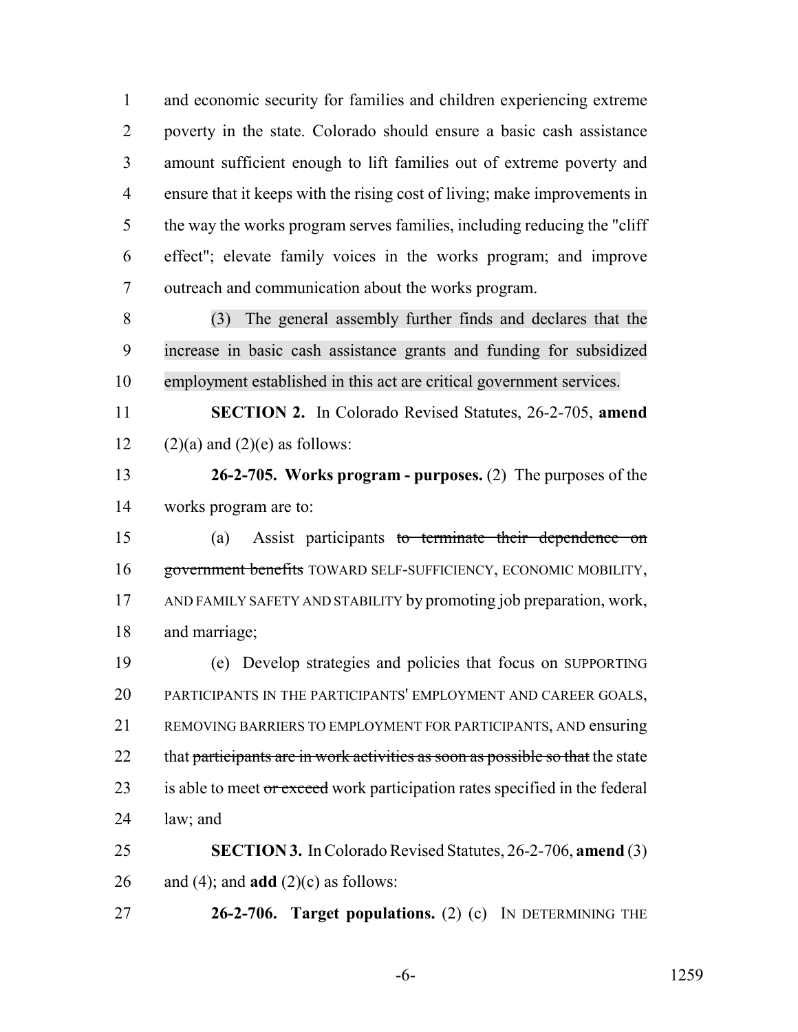and economic security for families and children experiencing extreme poverty in the state. Colorado should ensure a basic cash assistance amount sufficient enough to lift families out of extreme poverty and ensure that it keeps with the rising cost of living; make improvements in the way the works program serves families, including reducing the "cliff effect"; elevate family voices in the works program; and improve outreach and communication about the works program.

(3) The general assembly further finds and declares that the increase in basic cash assistance grants and funding for subsidized employment established in this act are critical government services.

**SECTION 2.** In Colorado Revised Statutes, 26-2-705, **amend** (2)(a) and (2)(e) as follows:

**26-2-705. Works program - purposes.** (2) The purposes of the works program are to:

(a) Assist participants ~~to terminate their dependence on government benefits~~ TOWARD SELF-SUFFICIENCY, ECONOMIC MOBILITY, AND FAMILY SAFETY AND STABILITY by promoting job preparation, work, and marriage;

(e) Develop strategies and policies that focus on SUPPORTING PARTICIPANTS IN THE PARTICIPANTS' EMPLOYMENT AND CAREER GOALS, REMOVING BARRIERS TO EMPLOYMENT FOR PARTICIPANTS, AND ensuring that ~~participants are in work activities as soon as possible so that~~ the state is able to meet ~~or exceed~~ work participation rates specified in the federal law; and

**SECTION 3.** In Colorado Revised Statutes, 26-2-706, **amend** (3) and (4); and **add** (2)(c) as follows:

**26-2-706. Target populations.** (2) (c) IN DETERMINING THE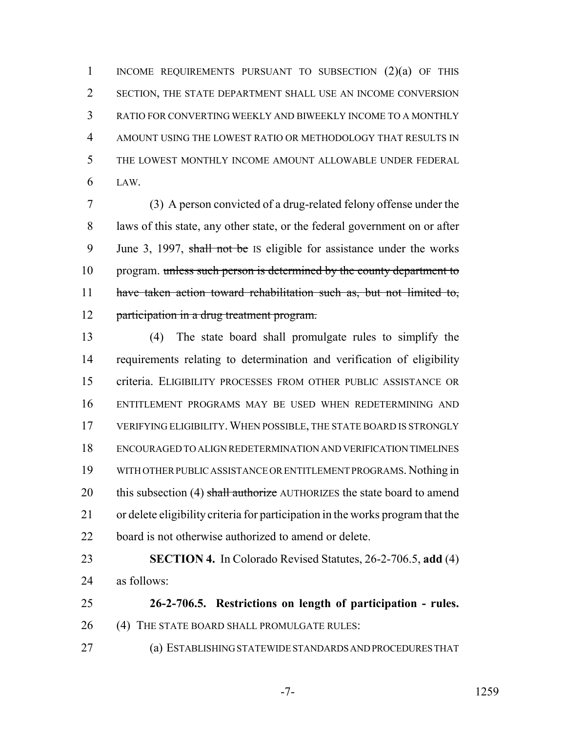INCOME REQUIREMENTS PURSUANT TO SUBSECTION (2)(a) OF THIS SECTION, THE STATE DEPARTMENT SHALL USE AN INCOME CONVERSION RATIO FOR CONVERTING WEEKLY AND BIWEEKLY INCOME TO A MONTHLY AMOUNT USING THE LOWEST RATIO OR METHODOLOGY THAT RESULTS IN THE LOWEST MONTHLY INCOME AMOUNT ALLOWABLE UNDER FEDERAL LAW.

(3) A person convicted of a drug-related felony offense under the laws of this state, any other state, or the federal government on or after June 3, 1997, ~~shall not be~~ IS eligible for assistance under the works program. ~~unless such person is determined by the county department to have taken action toward rehabilitation such as, but not limited to, participation in a drug treatment program.~~

(4) The state board shall promulgate rules to simplify the requirements relating to determination and verification of eligibility criteria. ELIGIBILITY PROCESSES FROM OTHER PUBLIC ASSISTANCE OR ENTITLEMENT PROGRAMS MAY BE USED WHEN REDETERMINING AND VERIFYING ELIGIBILITY. WHEN POSSIBLE, THE STATE BOARD IS STRONGLY ENCOURAGED TO ALIGN REDETERMINATION AND VERIFICATION TIMELINES WITH OTHER PUBLIC ASSISTANCE OR ENTITLEMENT PROGRAMS. Nothing in this subsection (4) ~~shall authorize~~ AUTHORIZES the state board to amend or delete eligibility criteria for participation in the works program that the board is not otherwise authorized to amend or delete.

**SECTION 4.** In Colorado Revised Statutes, 26-2-706.5, **add** (4) as follows:

**26-2-706.5. Restrictions on length of participation - rules.** (4) THE STATE BOARD SHALL PROMULGATE RULES:

(a) ESTABLISHING STATEWIDE STANDARDS AND PROCEDURES THAT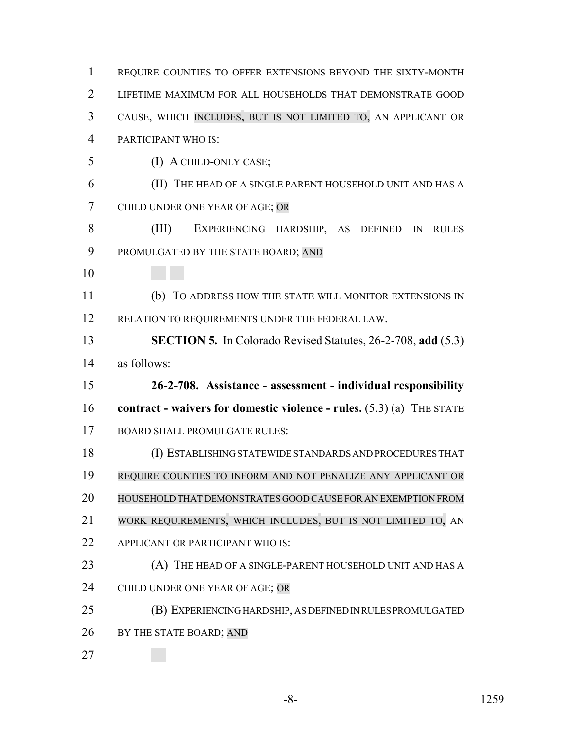REQUIRE COUNTIES TO OFFER EXTENSIONS BEYOND THE SIXTY-MONTH LIFETIME MAXIMUM FOR ALL HOUSEHOLDS THAT DEMONSTRATE GOOD CAUSE, WHICH INCLUDES, BUT IS NOT LIMITED TO, AN APPLICANT OR PARTICIPANT WHO IS:

(I) A CHILD-ONLY CASE;

(II) THE HEAD OF A SINGLE PARENT HOUSEHOLD UNIT AND HAS A CHILD UNDER ONE YEAR OF AGE; OR

(III) EXPERIENCING HARDSHIP, AS DEFINED IN RULES PROMULGATED BY THE STATE BOARD; AND

(b) TO ADDRESS HOW THE STATE WILL MONITOR EXTENSIONS IN RELATION TO REQUIREMENTS UNDER THE FEDERAL LAW.

**SECTION 5.** In Colorado Revised Statutes, 26-2-708, **add** (5.3) as follows:

**26-2-708. Assistance - assessment - individual responsibility contract - waivers for domestic violence - rules.** (5.3) (a) THE STATE BOARD SHALL PROMULGATE RULES:

(I) ESTABLISHING STATEWIDE STANDARDS AND PROCEDURES THAT REQUIRE COUNTIES TO INFORM AND NOT PENALIZE ANY APPLICANT OR HOUSEHOLD THAT DEMONSTRATES GOOD CAUSE FOR AN EXEMPTION FROM WORK REQUIREMENTS, WHICH INCLUDES, BUT IS NOT LIMITED TO, AN APPLICANT OR PARTICIPANT WHO IS:

(A) THE HEAD OF A SINGLE-PARENT HOUSEHOLD UNIT AND HAS A CHILD UNDER ONE YEAR OF AGE; OR

(B) EXPERIENCING HARDSHIP, AS DEFINED IN RULES PROMULGATED BY THE STATE BOARD; AND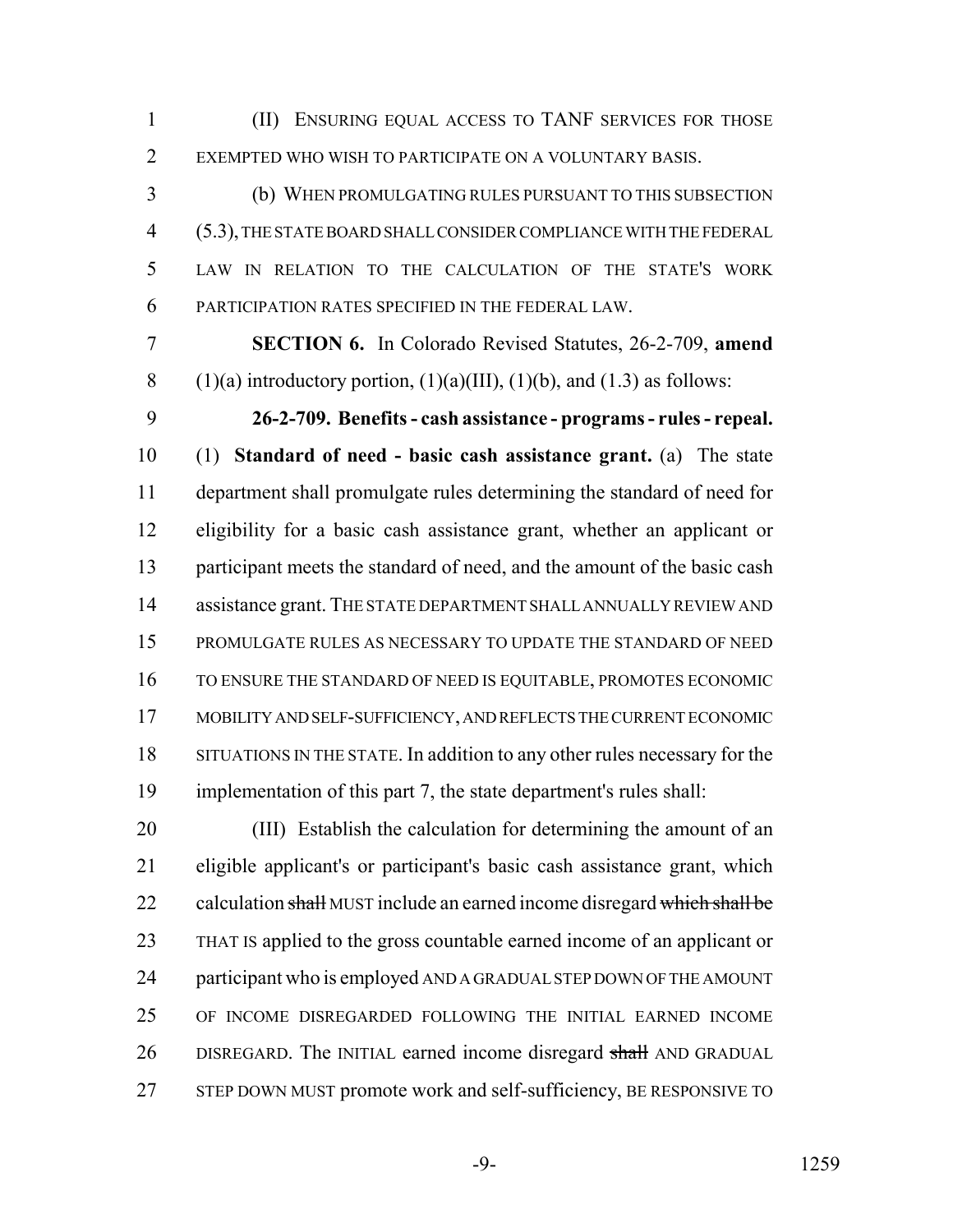(II) ENSURING EQUAL ACCESS TO TANF SERVICES FOR THOSE EXEMPTED WHO WISH TO PARTICIPATE ON A VOLUNTARY BASIS.

(b) WHEN PROMULGATING RULES PURSUANT TO THIS SUBSECTION (5.3), THE STATE BOARD SHALL CONSIDER COMPLIANCE WITH THE FEDERAL LAW IN RELATION TO THE CALCULATION OF THE STATE'S WORK PARTICIPATION RATES SPECIFIED IN THE FEDERAL LAW.

**SECTION 6.** In Colorado Revised Statutes, 26-2-709, **amend** (1)(a) introductory portion, (1)(a)(III), (1)(b), and (1.3) as follows:

**26-2-709. Benefits - cash assistance - programs - rules - repeal.** (1) **Standard of need - basic cash assistance grant.** (a) The state department shall promulgate rules determining the standard of need for eligibility for a basic cash assistance grant, whether an applicant or participant meets the standard of need, and the amount of the basic cash assistance grant. THE STATE DEPARTMENT SHALL ANNUALLY REVIEW AND PROMULGATE RULES AS NECESSARY TO UPDATE THE STANDARD OF NEED TO ENSURE THE STANDARD OF NEED IS EQUITABLE, PROMOTES ECONOMIC MOBILITY AND SELF-SUFFICIENCY, AND REFLECTS THE CURRENT ECONOMIC SITUATIONS IN THE STATE. In addition to any other rules necessary for the implementation of this part 7, the state department's rules shall:

(III) Establish the calculation for determining the amount of an eligible applicant's or participant's basic cash assistance grant, which calculation ~~shall~~ MUST include an earned income disregard ~~which shall be~~ THAT IS applied to the gross countable earned income of an applicant or participant who is employed AND A GRADUAL STEP DOWN OF THE AMOUNT OF INCOME DISREGARDED FOLLOWING THE INITIAL EARNED INCOME DISREGARD. The INITIAL earned income disregard ~~shall~~ AND GRADUAL STEP DOWN MUST promote work and self-sufficiency, BE RESPONSIVE TO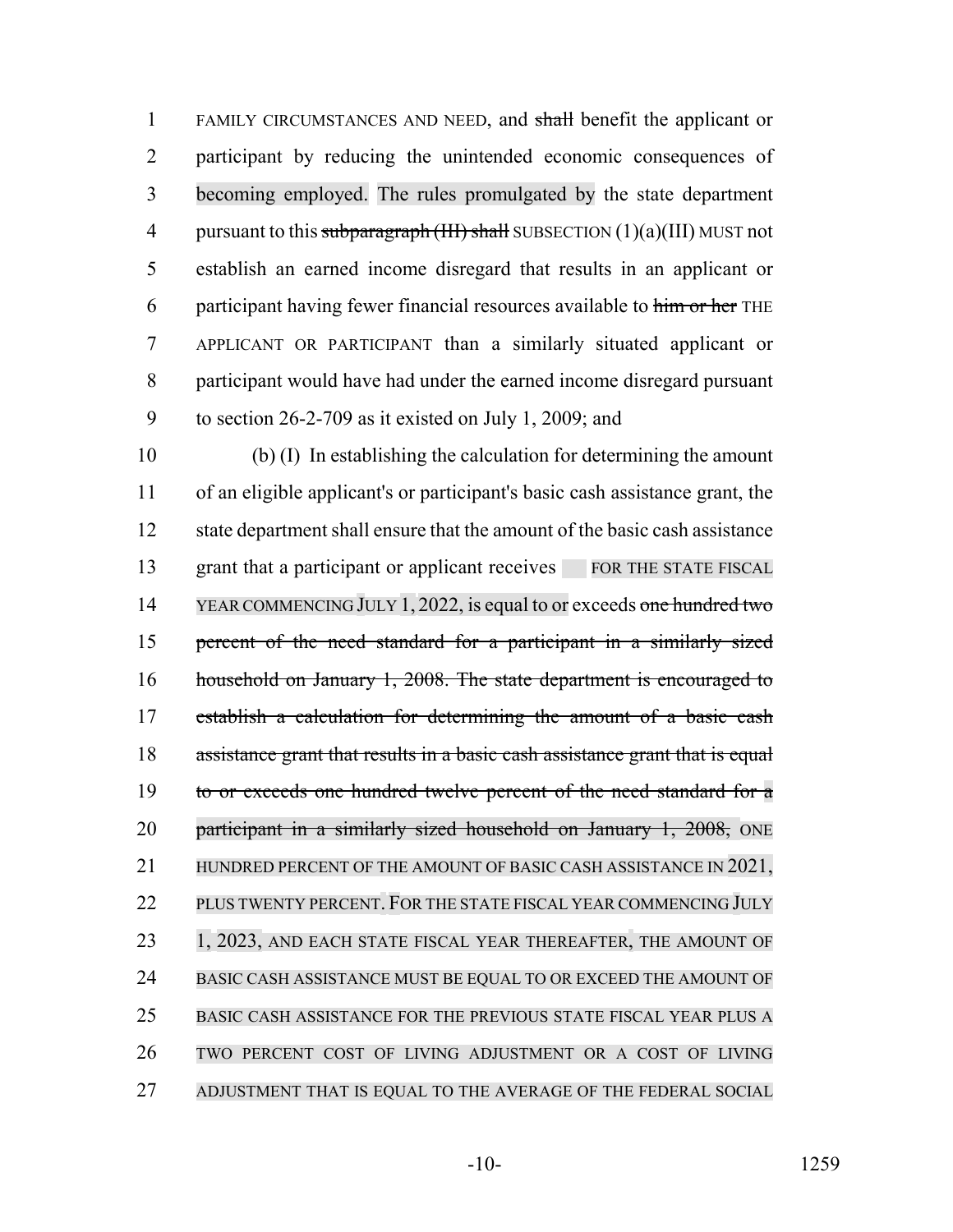FAMILY CIRCUMSTANCES AND NEED, and ~~shall~~ benefit the applicant or participant by reducing the unintended economic consequences of becoming employed. The rules promulgated by the state department pursuant to this ~~subparagraph (III) shall~~ SUBSECTION (1)(a)(III) MUST not establish an earned income disregard that results in an applicant or participant having fewer financial resources available to ~~him or her~~ THE APPLICANT OR PARTICIPANT than a similarly situated applicant or participant would have had under the earned income disregard pursuant to section 26-2-709 as it existed on July 1, 2009; and

(b) (I) In establishing the calculation for determining the amount of an eligible applicant's or participant's basic cash assistance grant, the state department shall ensure that the amount of the basic cash assistance grant that a participant or applicant receives FOR THE STATE FISCAL YEAR COMMENCING JULY 1, 2022, is equal to or exceeds ~~one hundred two percent of the need standard for a participant in a similarly sized household on January 1, 2008. The state department is encouraged to establish a calculation for determining the amount of a basic cash assistance grant that results in a basic cash assistance grant that is equal to or exceeds one hundred twelve percent of the need standard for a participant in a similarly sized household on January 1, 2008,~~ ONE HUNDRED PERCENT OF THE AMOUNT OF BASIC CASH ASSISTANCE IN 2021, PLUS TWENTY PERCENT. FOR THE STATE FISCAL YEAR COMMENCING JULY 1, 2023, AND EACH STATE FISCAL YEAR THEREAFTER, THE AMOUNT OF BASIC CASH ASSISTANCE MUST BE EQUAL TO OR EXCEED THE AMOUNT OF BASIC CASH ASSISTANCE FOR THE PREVIOUS STATE FISCAL YEAR PLUS A TWO PERCENT COST OF LIVING ADJUSTMENT OR A COST OF LIVING ADJUSTMENT THAT IS EQUAL TO THE AVERAGE OF THE FEDERAL SOCIAL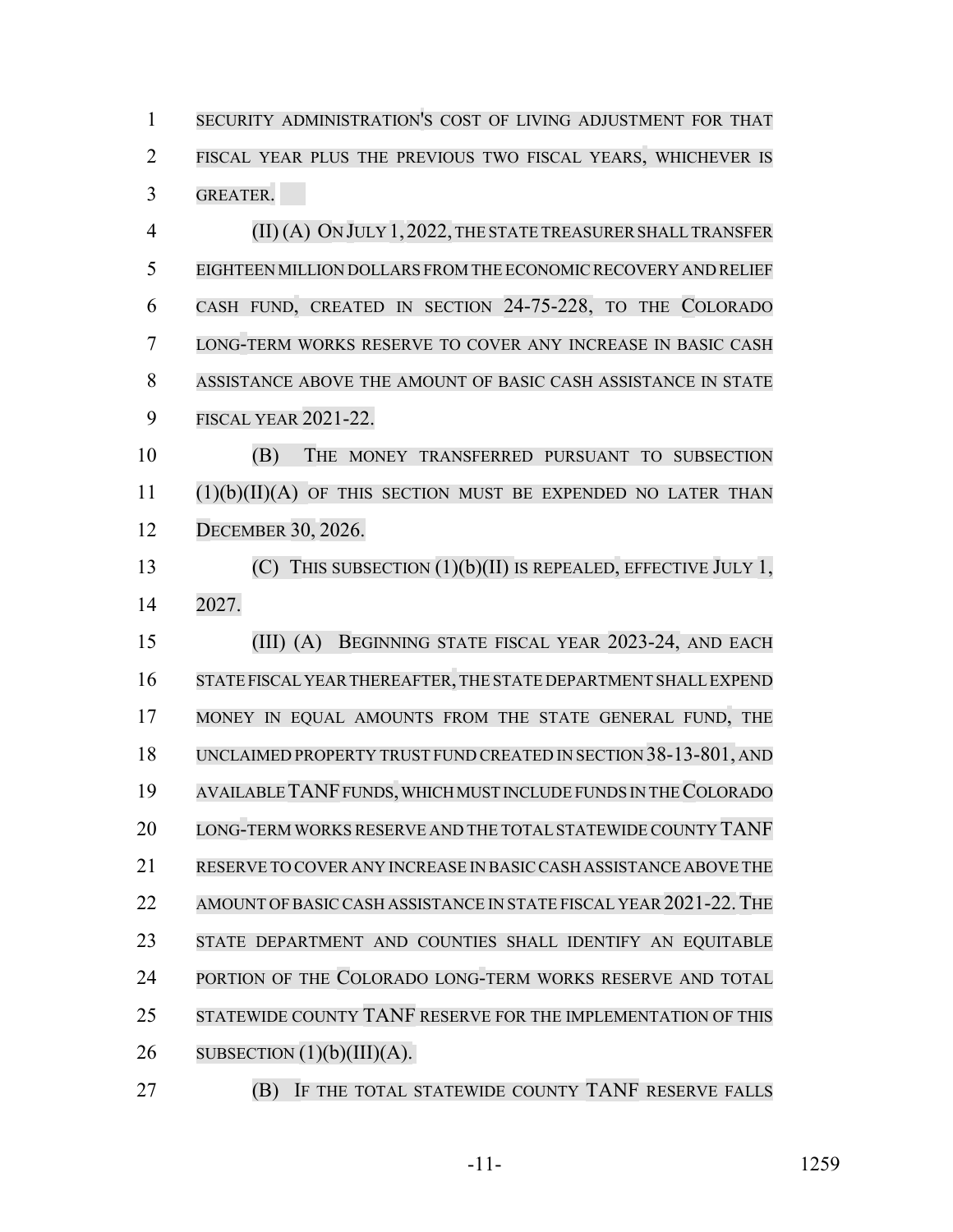SECURITY ADMINISTRATION'S COST OF LIVING ADJUSTMENT FOR THAT FISCAL YEAR PLUS THE PREVIOUS TWO FISCAL YEARS, WHICHEVER IS GREATER.

(II) (A) ON JULY 1, 2022, THE STATE TREASURER SHALL TRANSFER EIGHTEEN MILLION DOLLARS FROM THE ECONOMIC RECOVERY AND RELIEF CASH FUND, CREATED IN SECTION 24-75-228, TO THE COLORADO LONG-TERM WORKS RESERVE TO COVER ANY INCREASE IN BASIC CASH ASSISTANCE ABOVE THE AMOUNT OF BASIC CASH ASSISTANCE IN STATE FISCAL YEAR 2021-22.

(B) THE MONEY TRANSFERRED PURSUANT TO SUBSECTION (1)(b)(II)(A) OF THIS SECTION MUST BE EXPENDED NO LATER THAN DECEMBER 30, 2026.

(C) THIS SUBSECTION (1)(b)(II) IS REPEALED, EFFECTIVE JULY 1, 2027.

(III) (A) BEGINNING STATE FISCAL YEAR 2023-24, AND EACH STATE FISCAL YEAR THEREAFTER, THE STATE DEPARTMENT SHALL EXPEND MONEY IN EQUAL AMOUNTS FROM THE STATE GENERAL FUND, THE UNCLAIMED PROPERTY TRUST FUND CREATED IN SECTION 38-13-801, AND AVAILABLE TANF FUNDS, WHICH MUST INCLUDE FUNDS IN THE COLORADO LONG-TERM WORKS RESERVE AND THE TOTAL STATEWIDE COUNTY TANF RESERVE TO COVER ANY INCREASE IN BASIC CASH ASSISTANCE ABOVE THE AMOUNT OF BASIC CASH ASSISTANCE IN STATE FISCAL YEAR 2021-22. THE STATE DEPARTMENT AND COUNTIES SHALL IDENTIFY AN EQUITABLE PORTION OF THE COLORADO LONG-TERM WORKS RESERVE AND TOTAL STATEWIDE COUNTY TANF RESERVE FOR THE IMPLEMENTATION OF THIS SUBSECTION (1)(b)(III)(A).

(B) IF THE TOTAL STATEWIDE COUNTY TANF RESERVE FALLS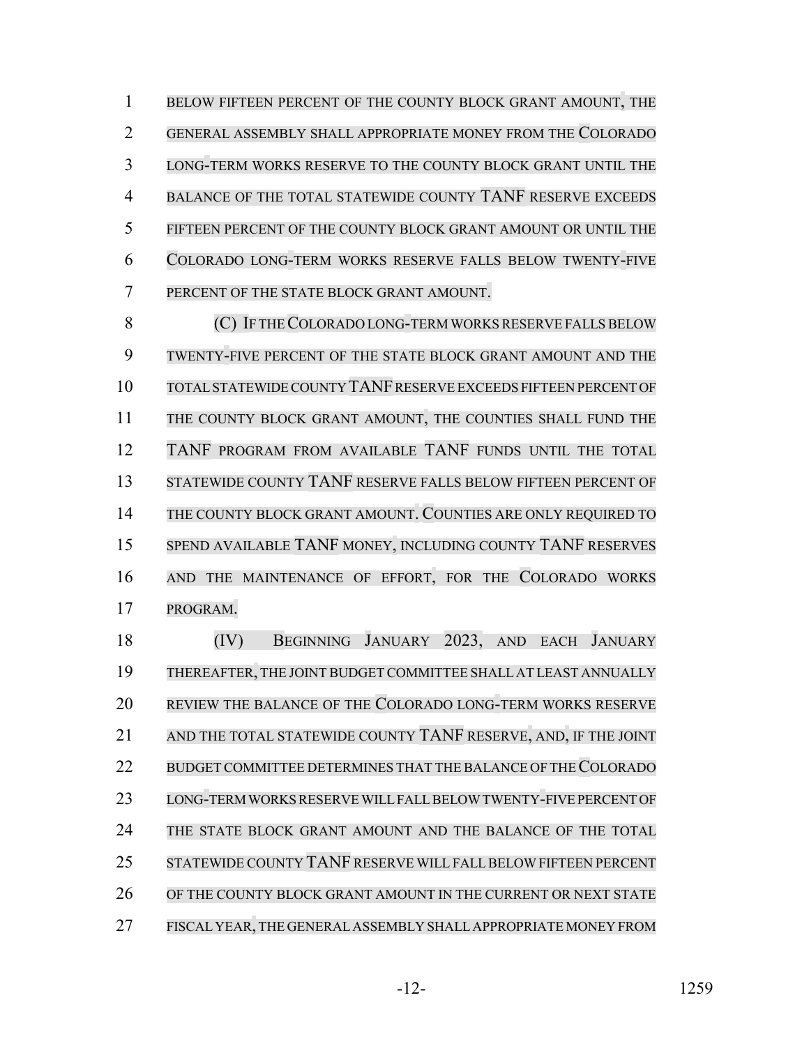BELOW FIFTEEN PERCENT OF THE COUNTY BLOCK GRANT AMOUNT, THE GENERAL ASSEMBLY SHALL APPROPRIATE MONEY FROM THE COLORADO LONG-TERM WORKS RESERVE TO THE COUNTY BLOCK GRANT UNTIL THE BALANCE OF THE TOTAL STATEWIDE COUNTY TANF RESERVE EXCEEDS FIFTEEN PERCENT OF THE COUNTY BLOCK GRANT AMOUNT OR UNTIL THE COLORADO LONG-TERM WORKS RESERVE FALLS BELOW TWENTY-FIVE PERCENT OF THE STATE BLOCK GRANT AMOUNT.

(C) IF THE COLORADO LONG-TERM WORKS RESERVE FALLS BELOW TWENTY-FIVE PERCENT OF THE STATE BLOCK GRANT AMOUNT AND THE TOTAL STATEWIDE COUNTY TANF RESERVE EXCEEDS FIFTEEN PERCENT OF THE COUNTY BLOCK GRANT AMOUNT, THE COUNTIES SHALL FUND THE TANF PROGRAM FROM AVAILABLE TANF FUNDS UNTIL THE TOTAL STATEWIDE COUNTY TANF RESERVE FALLS BELOW FIFTEEN PERCENT OF THE COUNTY BLOCK GRANT AMOUNT. COUNTIES ARE ONLY REQUIRED TO SPEND AVAILABLE TANF MONEY, INCLUDING COUNTY TANF RESERVES AND THE MAINTENANCE OF EFFORT, FOR THE COLORADO WORKS PROGRAM.

(IV) BEGINNING JANUARY 2023, AND EACH JANUARY THEREAFTER, THE JOINT BUDGET COMMITTEE SHALL AT LEAST ANNUALLY REVIEW THE BALANCE OF THE COLORADO LONG-TERM WORKS RESERVE AND THE TOTAL STATEWIDE COUNTY TANF RESERVE, AND, IF THE JOINT BUDGET COMMITTEE DETERMINES THAT THE BALANCE OF THE COLORADO LONG-TERM WORKS RESERVE WILL FALL BELOW TWENTY-FIVE PERCENT OF THE STATE BLOCK GRANT AMOUNT AND THE BALANCE OF THE TOTAL STATEWIDE COUNTY TANF RESERVE WILL FALL BELOW FIFTEEN PERCENT OF THE COUNTY BLOCK GRANT AMOUNT IN THE CURRENT OR NEXT STATE FISCAL YEAR, THE GENERAL ASSEMBLY SHALL APPROPRIATE MONEY FROM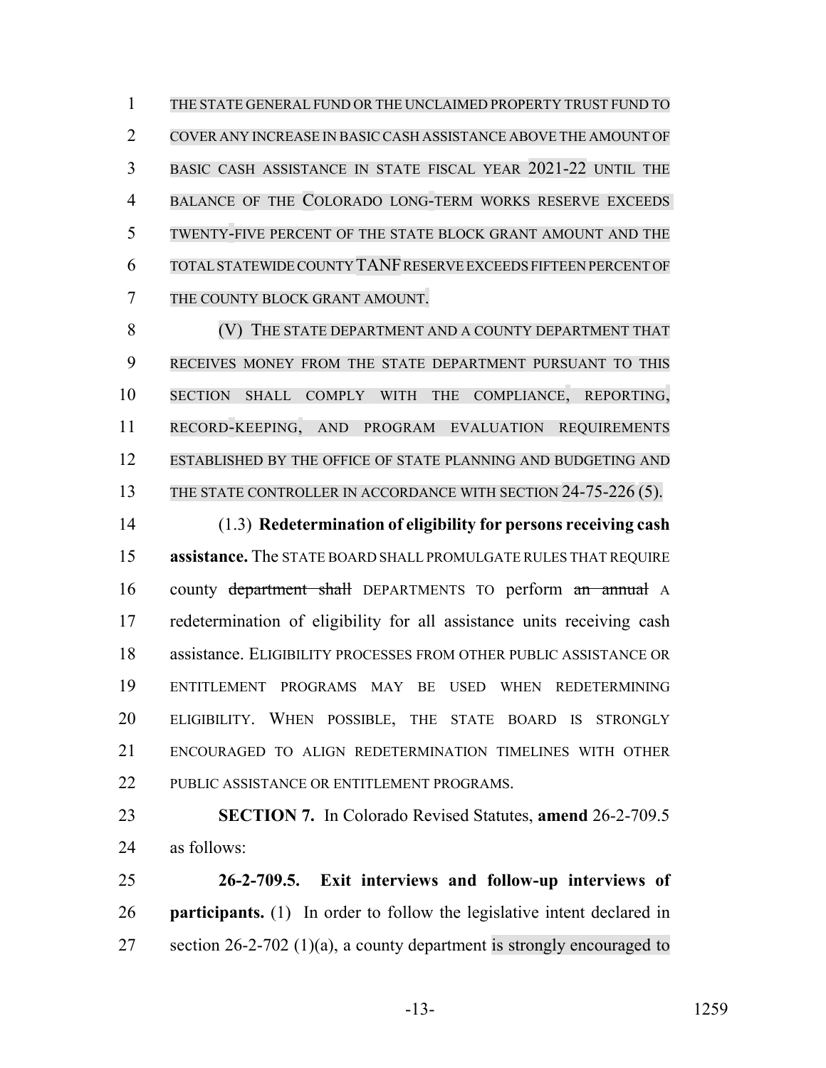THE STATE GENERAL FUND OR THE UNCLAIMED PROPERTY TRUST FUND TO COVER ANY INCREASE IN BASIC CASH ASSISTANCE ABOVE THE AMOUNT OF BASIC CASH ASSISTANCE IN STATE FISCAL YEAR 2021-22 UNTIL THE BALANCE OF THE COLORADO LONG-TERM WORKS RESERVE EXCEEDS TWENTY-FIVE PERCENT OF THE STATE BLOCK GRANT AMOUNT AND THE TOTAL STATEWIDE COUNTY TANF RESERVE EXCEEDS FIFTEEN PERCENT OF THE COUNTY BLOCK GRANT AMOUNT.

(V) THE STATE DEPARTMENT AND A COUNTY DEPARTMENT THAT RECEIVES MONEY FROM THE STATE DEPARTMENT PURSUANT TO THIS SECTION SHALL COMPLY WITH THE COMPLIANCE, REPORTING, RECORD-KEEPING, AND PROGRAM EVALUATION REQUIREMENTS ESTABLISHED BY THE OFFICE OF STATE PLANNING AND BUDGETING AND THE STATE CONTROLLER IN ACCORDANCE WITH SECTION 24-75-226 (5).

(1.3) **Redetermination of eligibility for persons receiving cash assistance.** The STATE BOARD SHALL PROMULGATE RULES THAT REQUIRE county ~~department shall~~ DEPARTMENTS TO perform ~~an annual~~ A redetermination of eligibility for all assistance units receiving cash assistance. ELIGIBILITY PROCESSES FROM OTHER PUBLIC ASSISTANCE OR ENTITLEMENT PROGRAMS MAY BE USED WHEN REDETERMINING ELIGIBILITY. WHEN POSSIBLE, THE STATE BOARD IS STRONGLY ENCOURAGED TO ALIGN REDETERMINATION TIMELINES WITH OTHER PUBLIC ASSISTANCE OR ENTITLEMENT PROGRAMS.

**SECTION 7.** In Colorado Revised Statutes, **amend** 26-2-709.5 as follows:

**26-2-709.5. Exit interviews and follow-up interviews of participants.** (1) In order to follow the legislative intent declared in section 26-2-702 (1)(a), a county department is strongly encouraged to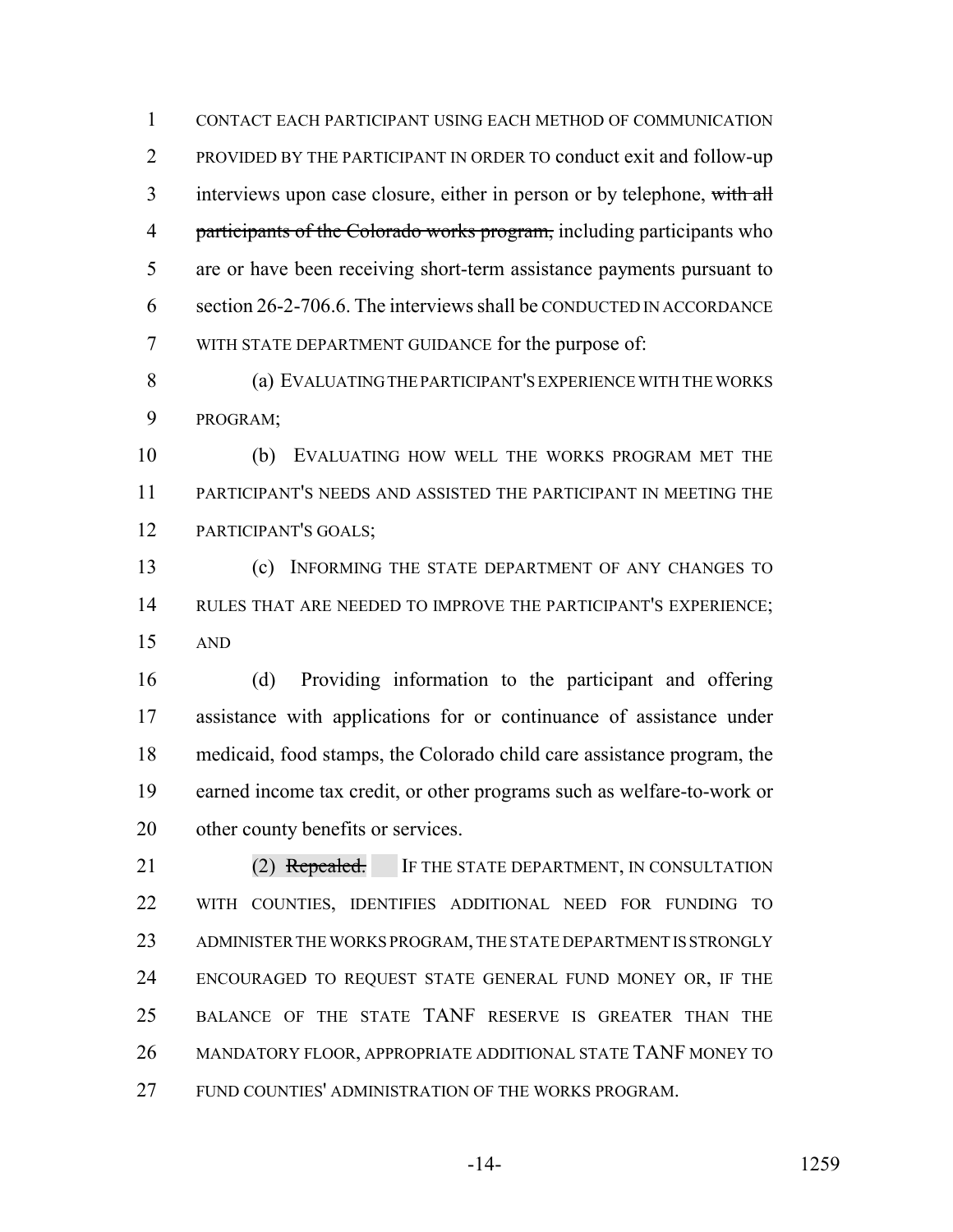CONTACT EACH PARTICIPANT USING EACH METHOD OF COMMUNICATION PROVIDED BY THE PARTICIPANT IN ORDER TO conduct exit and follow-up interviews upon case closure, either in person or by telephone, ~~with all participants of the Colorado works program,~~ including participants who are or have been receiving short-term assistance payments pursuant to section 26-2-706.6. The interviews shall be CONDUCTED IN ACCORDANCE WITH STATE DEPARTMENT GUIDANCE for the purpose of:

(a) EVALUATING THE PARTICIPANT'S EXPERIENCE WITH THE WORKS PROGRAM;

(b) EVALUATING HOW WELL THE WORKS PROGRAM MET THE PARTICIPANT'S NEEDS AND ASSISTED THE PARTICIPANT IN MEETING THE PARTICIPANT'S GOALS;

(c) INFORMING THE STATE DEPARTMENT OF ANY CHANGES TO RULES THAT ARE NEEDED TO IMPROVE THE PARTICIPANT'S EXPERIENCE; AND

(d) Providing information to the participant and offering assistance with applications for or continuance of assistance under medicaid, food stamps, the Colorado child care assistance program, the earned income tax credit, or other programs such as welfare-to-work or other county benefits or services.

(2) ~~Repealed.~~ IF THE STATE DEPARTMENT, IN CONSULTATION WITH COUNTIES, IDENTIFIES ADDITIONAL NEED FOR FUNDING TO ADMINISTER THE WORKS PROGRAM, THE STATE DEPARTMENT IS STRONGLY ENCOURAGED TO REQUEST STATE GENERAL FUND MONEY OR, IF THE BALANCE OF THE STATE TANF RESERVE IS GREATER THAN THE MANDATORY FLOOR, APPROPRIATE ADDITIONAL STATE TANF MONEY TO FUND COUNTIES' ADMINISTRATION OF THE WORKS PROGRAM.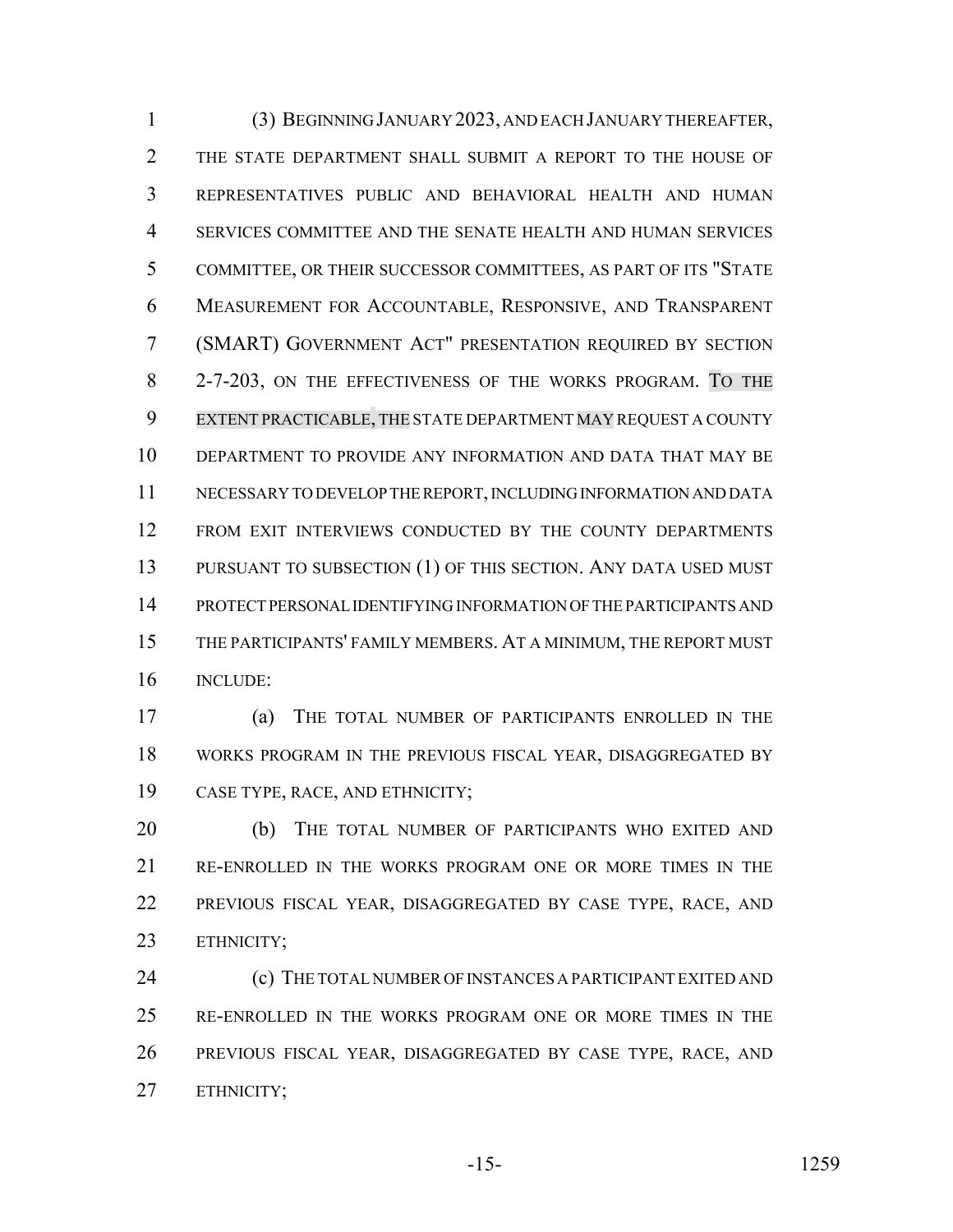(3) BEGINNING JANUARY 2023, AND EACH JANUARY THEREAFTER, THE STATE DEPARTMENT SHALL SUBMIT A REPORT TO THE HOUSE OF REPRESENTATIVES PUBLIC AND BEHAVIORAL HEALTH AND HUMAN SERVICES COMMITTEE AND THE SENATE HEALTH AND HUMAN SERVICES COMMITTEE, OR THEIR SUCCESSOR COMMITTEES, AS PART OF ITS "STATE MEASUREMENT FOR ACCOUNTABLE, RESPONSIVE, AND TRANSPARENT (SMART) GOVERNMENT ACT" PRESENTATION REQUIRED BY SECTION 2-7-203, ON THE EFFECTIVENESS OF THE WORKS PROGRAM. TO THE EXTENT PRACTICABLE, THE STATE DEPARTMENT MAY REQUEST A COUNTY DEPARTMENT TO PROVIDE ANY INFORMATION AND DATA THAT MAY BE NECESSARY TO DEVELOP THE REPORT, INCLUDING INFORMATION AND DATA FROM EXIT INTERVIEWS CONDUCTED BY THE COUNTY DEPARTMENTS PURSUANT TO SUBSECTION (1) OF THIS SECTION. ANY DATA USED MUST PROTECT PERSONAL IDENTIFYING INFORMATION OF THE PARTICIPANTS AND THE PARTICIPANTS' FAMILY MEMBERS. AT A MINIMUM, THE REPORT MUST INCLUDE:

(a) THE TOTAL NUMBER OF PARTICIPANTS ENROLLED IN THE WORKS PROGRAM IN THE PREVIOUS FISCAL YEAR, DISAGGREGATED BY CASE TYPE, RACE, AND ETHNICITY;

(b) THE TOTAL NUMBER OF PARTICIPANTS WHO EXITED AND RE-ENROLLED IN THE WORKS PROGRAM ONE OR MORE TIMES IN THE PREVIOUS FISCAL YEAR, DISAGGREGATED BY CASE TYPE, RACE, AND ETHNICITY;

(c) THE TOTAL NUMBER OF INSTANCES A PARTICIPANT EXITED AND RE-ENROLLED IN THE WORKS PROGRAM ONE OR MORE TIMES IN THE PREVIOUS FISCAL YEAR, DISAGGREGATED BY CASE TYPE, RACE, AND ETHNICITY;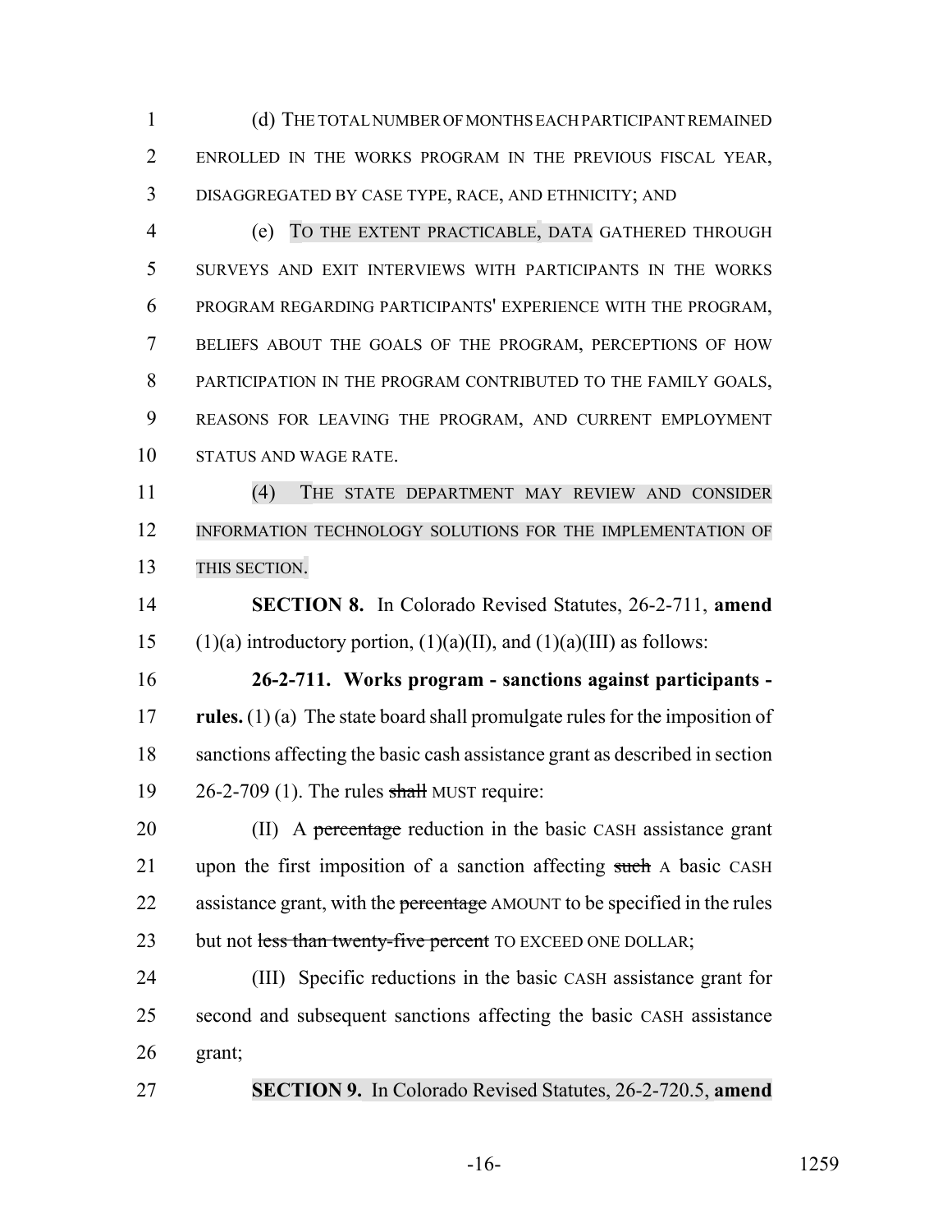(d) THE TOTAL NUMBER OF MONTHS EACH PARTICIPANT REMAINED ENROLLED IN THE WORKS PROGRAM IN THE PREVIOUS FISCAL YEAR, DISAGGREGATED BY CASE TYPE, RACE, AND ETHNICITY; AND

(e) TO THE EXTENT PRACTICABLE, DATA GATHERED THROUGH SURVEYS AND EXIT INTERVIEWS WITH PARTICIPANTS IN THE WORKS PROGRAM REGARDING PARTICIPANTS' EXPERIENCE WITH THE PROGRAM, BELIEFS ABOUT THE GOALS OF THE PROGRAM, PERCEPTIONS OF HOW PARTICIPATION IN THE PROGRAM CONTRIBUTED TO THE FAMILY GOALS, REASONS FOR LEAVING THE PROGRAM, AND CURRENT EMPLOYMENT STATUS AND WAGE RATE.

(4) THE STATE DEPARTMENT MAY REVIEW AND CONSIDER INFORMATION TECHNOLOGY SOLUTIONS FOR THE IMPLEMENTATION OF THIS SECTION.

**SECTION 8.** In Colorado Revised Statutes, 26-2-711, **amend** (1)(a) introductory portion, (1)(a)(II), and (1)(a)(III) as follows:

**26-2-711. Works program - sanctions against participants - rules.** (1) (a) The state board shall promulgate rules for the imposition of sanctions affecting the basic cash assistance grant as described in section 26-2-709 (1). The rules ~~shall~~ MUST require:

(II) A ~~percentage~~ reduction in the basic CASH assistance grant upon the first imposition of a sanction affecting ~~such~~ A basic CASH assistance grant, with the ~~percentage~~ AMOUNT to be specified in the rules but not ~~less than twenty-five percent~~ TO EXCEED ONE DOLLAR;

(III) Specific reductions in the basic CASH assistance grant for second and subsequent sanctions affecting the basic CASH assistance grant;

**SECTION 9.** In Colorado Revised Statutes, 26-2-720.5, **amend**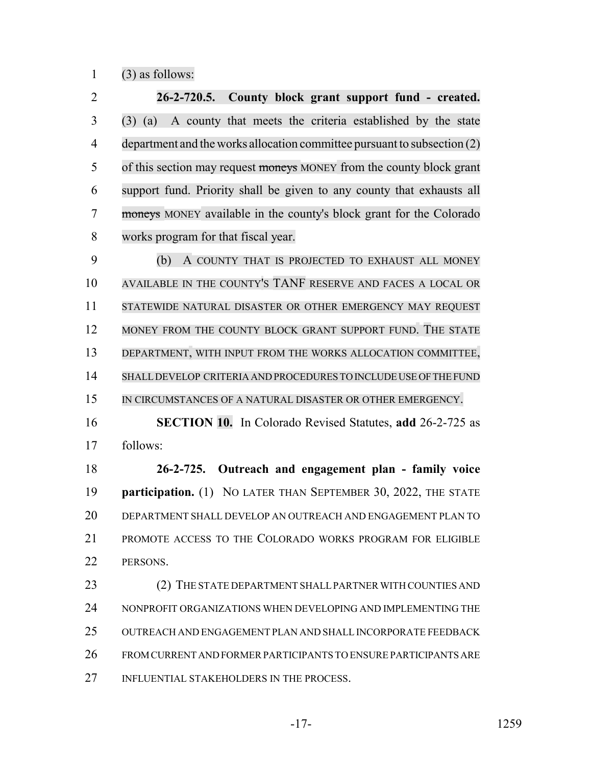(3) as follows:

**26-2-720.5. County block grant support fund - created.** (3) (a) A county that meets the criteria established by the state department and the works allocation committee pursuant to subsection (2) of this section may request ~~moneys~~ MONEY from the county block grant support fund. Priority shall be given to any county that exhausts all ~~moneys~~ MONEY available in the county's block grant for the Colorado works program for that fiscal year.

(b) A COUNTY THAT IS PROJECTED TO EXHAUST ALL MONEY AVAILABLE IN THE COUNTY'S TANF RESERVE AND FACES A LOCAL OR STATEWIDE NATURAL DISASTER OR OTHER EMERGENCY MAY REQUEST MONEY FROM THE COUNTY BLOCK GRANT SUPPORT FUND. THE STATE DEPARTMENT, WITH INPUT FROM THE WORKS ALLOCATION COMMITTEE, SHALL DEVELOP CRITERIA AND PROCEDURES TO INCLUDE USE OF THE FUND IN CIRCUMSTANCES OF A NATURAL DISASTER OR OTHER EMERGENCY.

**SECTION 10.** In Colorado Revised Statutes, **add** 26-2-725 as follows:

**26-2-725. Outreach and engagement plan - family voice participation.** (1) NO LATER THAN SEPTEMBER 30, 2022, THE STATE DEPARTMENT SHALL DEVELOP AN OUTREACH AND ENGAGEMENT PLAN TO PROMOTE ACCESS TO THE COLORADO WORKS PROGRAM FOR ELIGIBLE PERSONS.

(2) THE STATE DEPARTMENT SHALL PARTNER WITH COUNTIES AND NONPROFIT ORGANIZATIONS WHEN DEVELOPING AND IMPLEMENTING THE OUTREACH AND ENGAGEMENT PLAN AND SHALL INCORPORATE FEEDBACK FROM CURRENT AND FORMER PARTICIPANTS TO ENSURE PARTICIPANTS ARE INFLUENTIAL STAKEHOLDERS IN THE PROCESS.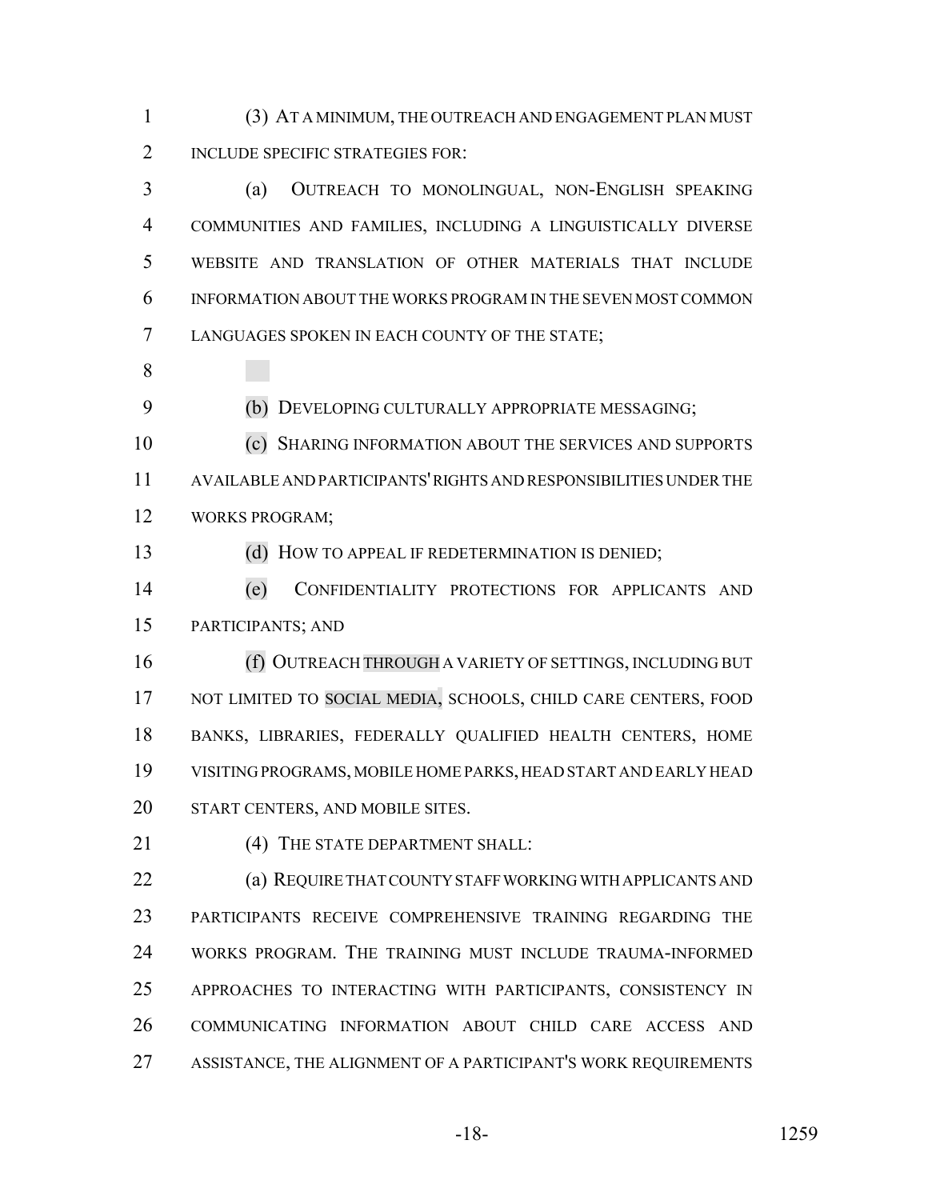(3) AT A MINIMUM, THE OUTREACH AND ENGAGEMENT PLAN MUST INCLUDE SPECIFIC STRATEGIES FOR:

(a) OUTREACH TO MONOLINGUAL, NON-ENGLISH SPEAKING COMMUNITIES AND FAMILIES, INCLUDING A LINGUISTICALLY DIVERSE WEBSITE AND TRANSLATION OF OTHER MATERIALS THAT INCLUDE INFORMATION ABOUT THE WORKS PROGRAM IN THE SEVEN MOST COMMON LANGUAGES SPOKEN IN EACH COUNTY OF THE STATE;

(b) DEVELOPING CULTURALLY APPROPRIATE MESSAGING;

(c) SHARING INFORMATION ABOUT THE SERVICES AND SUPPORTS AVAILABLE AND PARTICIPANTS' RIGHTS AND RESPONSIBILITIES UNDER THE WORKS PROGRAM;

(d) HOW TO APPEAL IF REDETERMINATION IS DENIED;

(e) CONFIDENTIALITY PROTECTIONS FOR APPLICANTS AND PARTICIPANTS; AND

(f) OUTREACH THROUGH A VARIETY OF SETTINGS, INCLUDING BUT NOT LIMITED TO SOCIAL MEDIA, SCHOOLS, CHILD CARE CENTERS, FOOD BANKS, LIBRARIES, FEDERALLY QUALIFIED HEALTH CENTERS, HOME VISITING PROGRAMS, MOBILE HOME PARKS, HEAD START AND EARLY HEAD START CENTERS, AND MOBILE SITES.

(4) THE STATE DEPARTMENT SHALL:

(a) REQUIRE THAT COUNTY STAFF WORKING WITH APPLICANTS AND PARTICIPANTS RECEIVE COMPREHENSIVE TRAINING REGARDING THE WORKS PROGRAM. THE TRAINING MUST INCLUDE TRAUMA-INFORMED APPROACHES TO INTERACTING WITH PARTICIPANTS, CONSISTENCY IN COMMUNICATING INFORMATION ABOUT CHILD CARE ACCESS AND ASSISTANCE, THE ALIGNMENT OF A PARTICIPANT'S WORK REQUIREMENTS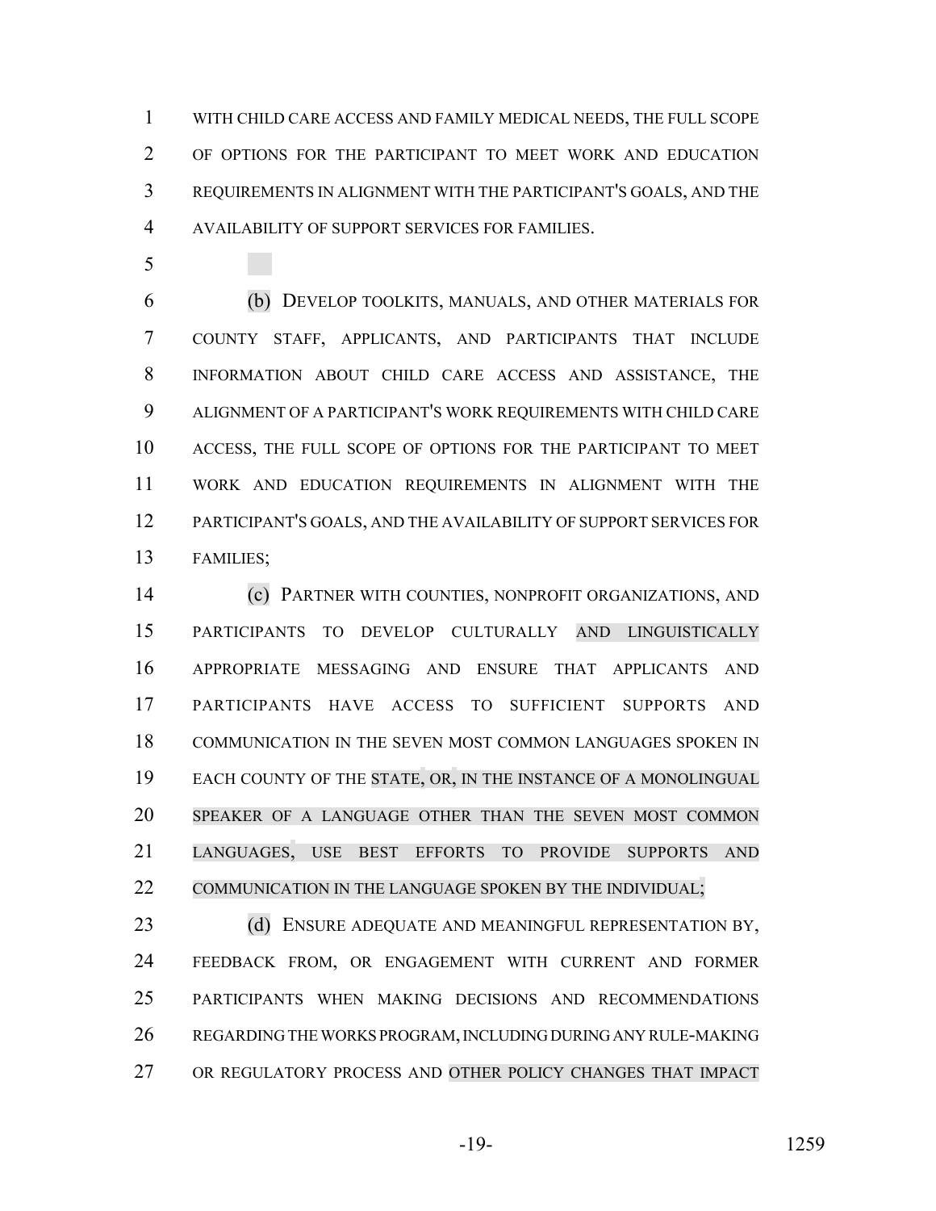WITH CHILD CARE ACCESS AND FAMILY MEDICAL NEEDS, THE FULL SCOPE OF OPTIONS FOR THE PARTICIPANT TO MEET WORK AND EDUCATION REQUIREMENTS IN ALIGNMENT WITH THE PARTICIPANT'S GOALS, AND THE AVAILABILITY OF SUPPORT SERVICES FOR FAMILIES.

(b) DEVELOP TOOLKITS, MANUALS, AND OTHER MATERIALS FOR COUNTY STAFF, APPLICANTS, AND PARTICIPANTS THAT INCLUDE INFORMATION ABOUT CHILD CARE ACCESS AND ASSISTANCE, THE ALIGNMENT OF A PARTICIPANT'S WORK REQUIREMENTS WITH CHILD CARE ACCESS, THE FULL SCOPE OF OPTIONS FOR THE PARTICIPANT TO MEET WORK AND EDUCATION REQUIREMENTS IN ALIGNMENT WITH THE PARTICIPANT'S GOALS, AND THE AVAILABILITY OF SUPPORT SERVICES FOR FAMILIES;

(c) PARTNER WITH COUNTIES, NONPROFIT ORGANIZATIONS, AND PARTICIPANTS TO DEVELOP CULTURALLY AND LINGUISTICALLY APPROPRIATE MESSAGING AND ENSURE THAT APPLICANTS AND PARTICIPANTS HAVE ACCESS TO SUFFICIENT SUPPORTS AND COMMUNICATION IN THE SEVEN MOST COMMON LANGUAGES SPOKEN IN EACH COUNTY OF THE STATE, OR, IN THE INSTANCE OF A MONOLINGUAL SPEAKER OF A LANGUAGE OTHER THAN THE SEVEN MOST COMMON LANGUAGES, USE BEST EFFORTS TO PROVIDE SUPPORTS AND COMMUNICATION IN THE LANGUAGE SPOKEN BY THE INDIVIDUAL;

(d) ENSURE ADEQUATE AND MEANINGFUL REPRESENTATION BY, FEEDBACK FROM, OR ENGAGEMENT WITH CURRENT AND FORMER PARTICIPANTS WHEN MAKING DECISIONS AND RECOMMENDATIONS REGARDING THE WORKS PROGRAM, INCLUDING DURING ANY RULE-MAKING OR REGULATORY PROCESS AND OTHER POLICY CHANGES THAT IMPACT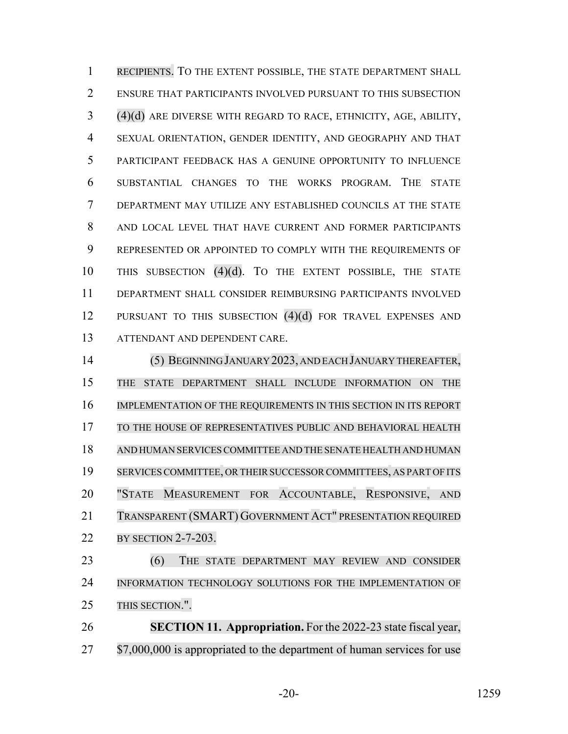RECIPIENTS. TO THE EXTENT POSSIBLE, THE STATE DEPARTMENT SHALL ENSURE THAT PARTICIPANTS INVOLVED PURSUANT TO THIS SUBSECTION (4)(d) ARE DIVERSE WITH REGARD TO RACE, ETHNICITY, AGE, ABILITY, SEXUAL ORIENTATION, GENDER IDENTITY, AND GEOGRAPHY AND THAT PARTICIPANT FEEDBACK HAS A GENUINE OPPORTUNITY TO INFLUENCE SUBSTANTIAL CHANGES TO THE WORKS PROGRAM. THE STATE DEPARTMENT MAY UTILIZE ANY ESTABLISHED COUNCILS AT THE STATE AND LOCAL LEVEL THAT HAVE CURRENT AND FORMER PARTICIPANTS REPRESENTED OR APPOINTED TO COMPLY WITH THE REQUIREMENTS OF THIS SUBSECTION (4)(d). TO THE EXTENT POSSIBLE, THE STATE DEPARTMENT SHALL CONSIDER REIMBURSING PARTICIPANTS INVOLVED PURSUANT TO THIS SUBSECTION (4)(d) FOR TRAVEL EXPENSES AND ATTENDANT AND DEPENDENT CARE.

(5) BEGINNING JANUARY 2023, AND EACH JANUARY THEREAFTER, THE STATE DEPARTMENT SHALL INCLUDE INFORMATION ON THE IMPLEMENTATION OF THE REQUIREMENTS IN THIS SECTION IN ITS REPORT TO THE HOUSE OF REPRESENTATIVES PUBLIC AND BEHAVIORAL HEALTH AND HUMAN SERVICES COMMITTEE AND THE SENATE HEALTH AND HUMAN SERVICES COMMITTEE, OR THEIR SUCCESSOR COMMITTEES, AS PART OF ITS "STATE MEASUREMENT FOR ACCOUNTABLE, RESPONSIVE, AND TRANSPARENT (SMART) GOVERNMENT ACT" PRESENTATION REQUIRED BY SECTION 2-7-203.

(6) THE STATE DEPARTMENT MAY REVIEW AND CONSIDER INFORMATION TECHNOLOGY SOLUTIONS FOR THE IMPLEMENTATION OF THIS SECTION.".

**SECTION 11. Appropriation.** For the 2022-23 state fiscal year, $7,000,000 is appropriated to the department of human services for use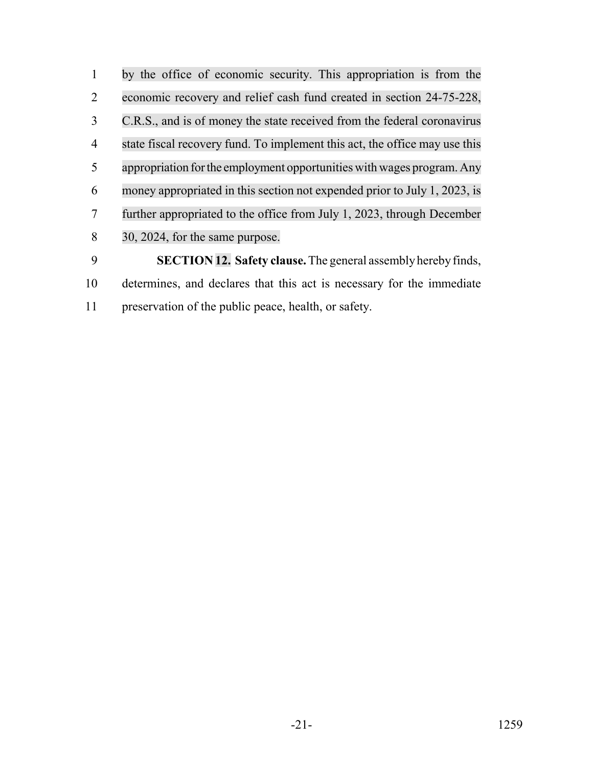by the office of economic security. This appropriation is from the economic recovery and relief cash fund created in section 24-75-228, C.R.S., and is of money the state received from the federal coronavirus state fiscal recovery fund. To implement this act, the office may use this appropriation for the employment opportunities with wages program. Any money appropriated in this section not expended prior to July 1, 2023, is further appropriated to the office from July 1, 2023, through December 30, 2024, for the same purpose.

**SECTION 12. Safety clause.** The general assembly hereby finds, determines, and declares that this act is necessary for the immediate preservation of the public peace, health, or safety.